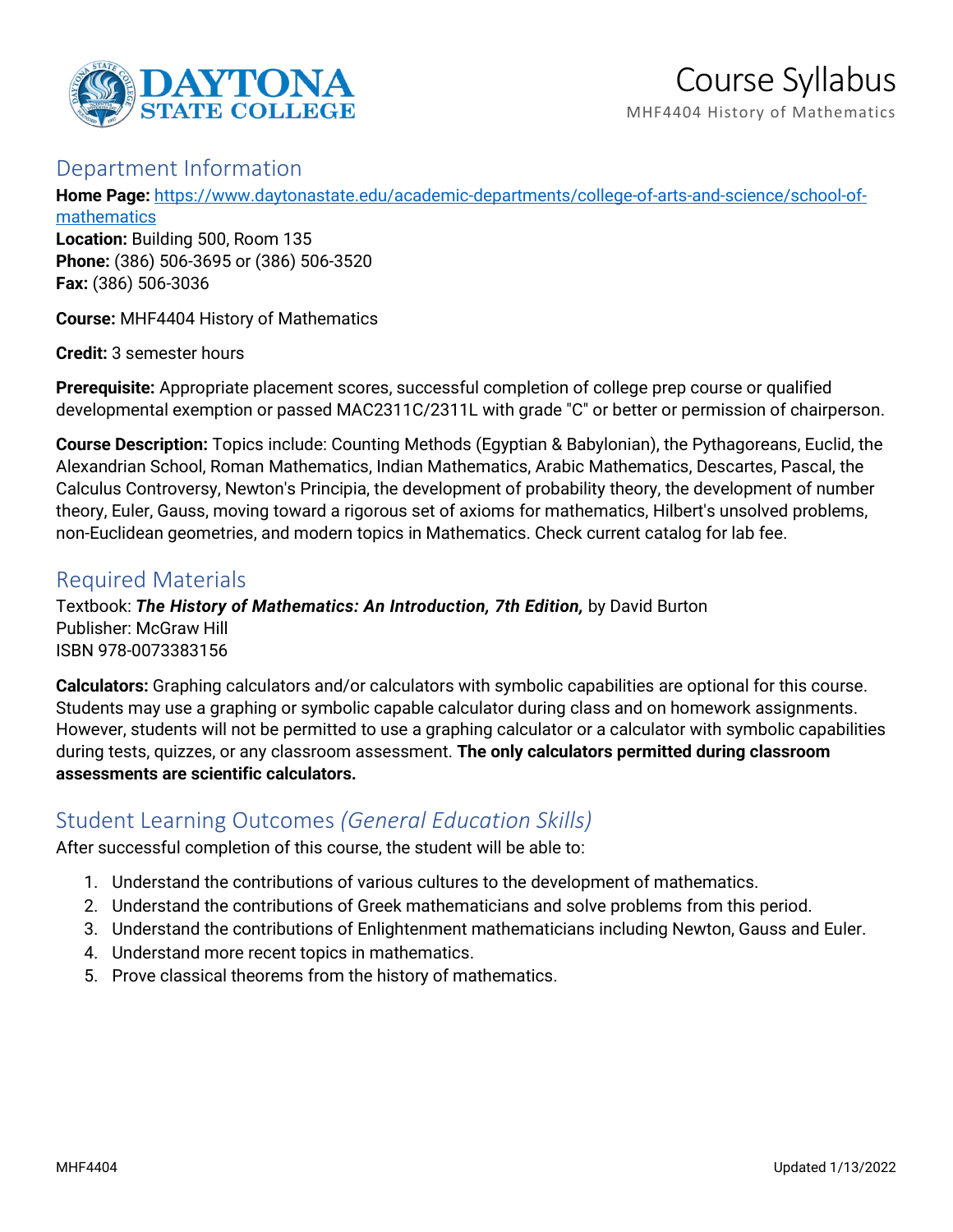# Course Syllabus

MHF4404 History of Mathematics

## Department Information

**Home Page:** https://www.daytonastate.edu/academic-departments/college-of-arts-and-science/school-of-mathematics
**Location:** Building 500, Room 135
**Phone:** (386) 506-3695 or (386) 506-3520
**Fax:** (386) 506-3036

**Course:** MHF4404 History of Mathematics

**Credit:** 3 semester hours

**Prerequisite:** Appropriate placement scores, successful completion of college prep course or qualified developmental exemption or passed MAC2311C/2311L with grade "C" or better or permission of chairperson.

**Course Description:** Topics include: Counting Methods (Egyptian & Babylonian), the Pythagoreans, Euclid, the Alexandrian School, Roman Mathematics, Indian Mathematics, Arabic Mathematics, Descartes, Pascal, the Calculus Controversy, Newton's Principia, the development of probability theory, the development of number theory, Euler, Gauss, moving toward a rigorous set of axioms for mathematics, Hilbert's unsolved problems, non-Euclidean geometries, and modern topics in Mathematics. Check current catalog for lab fee.

## Required Materials

Textbook: ***The History of Mathematics: An Introduction, 7th Edition,*** by David Burton
Publisher: McGraw Hill
ISBN 978-0073383156

**Calculators:** Graphing calculators and/or calculators with symbolic capabilities are optional for this course. Students may use a graphing or symbolic capable calculator during class and on homework assignments. However, students will not be permitted to use a graphing calculator or a calculator with symbolic capabilities during tests, quizzes, or any classroom assessment. **The only calculators permitted during classroom assessments are scientific calculators.**

## Student Learning Outcomes *(General Education Skills)*

After successful completion of this course, the student will be able to:

1. Understand the contributions of various cultures to the development of mathematics.
2. Understand the contributions of Greek mathematicians and solve problems from this period.
3. Understand the contributions of Enlightenment mathematicians including Newton, Gauss and Euler.
4. Understand more recent topics in mathematics.
5. Prove classical theorems from the history of mathematics.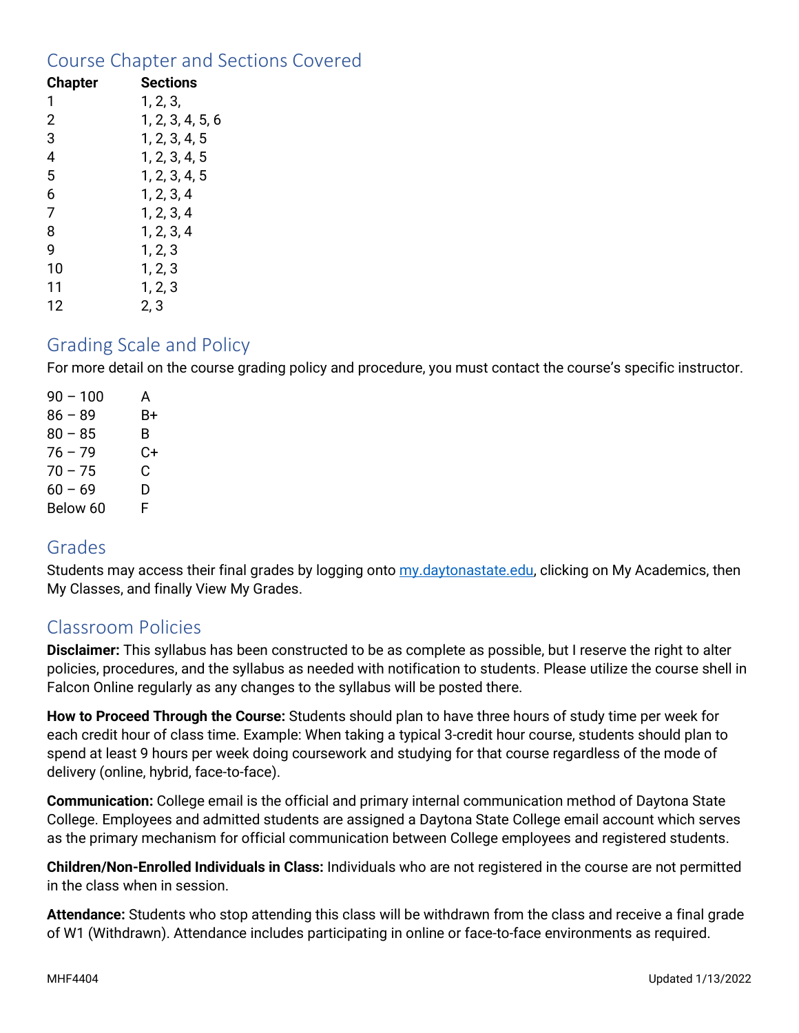## Course Chapter and Sections Covered

| Chapter | Sections |
|---|---|
| 1 | 1, 2, 3, |
| 2 | 1, 2, 3, 4, 5, 6 |
| 3 | 1, 2, 3, 4, 5 |
| 4 | 1, 2, 3, 4, 5 |
| 5 | 1, 2, 3, 4, 5 |
| 6 | 1, 2, 3, 4 |
| 7 | 1, 2, 3, 4 |
| 8 | 1, 2, 3, 4 |
| 9 | 1, 2, 3 |
| 10 | 1, 2, 3 |
| 11 | 1, 2, 3 |
| 12 | 2, 3 |

## Grading Scale and Policy

For more detail on the course grading policy and procedure, you must contact the course's specific instructor.

| | |
|---|---|
| 90 – 100 | A |
| 86 – 89 | B+ |
| 80 – 85 | B |
| 76 – 79 | C+ |
| 70 – 75 | C |
| 60 – 69 | D |
| Below 60 | F |

## Grades

Students may access their final grades by logging onto [my.daytonastate.edu](my.daytonastate.edu), clicking on My Academics, then My Classes, and finally View My Grades.

## Classroom Policies

**Disclaimer:** This syllabus has been constructed to be as complete as possible, but I reserve the right to alter policies, procedures, and the syllabus as needed with notification to students. Please utilize the course shell in Falcon Online regularly as any changes to the syllabus will be posted there.

**How to Proceed Through the Course:** Students should plan to have three hours of study time per week for each credit hour of class time. Example: When taking a typical 3-credit hour course, students should plan to spend at least 9 hours per week doing coursework and studying for that course regardless of the mode of delivery (online, hybrid, face-to-face).

**Communication:** College email is the official and primary internal communication method of Daytona State College. Employees and admitted students are assigned a Daytona State College email account which serves as the primary mechanism for official communication between College employees and registered students.

**Children/Non-Enrolled Individuals in Class:** Individuals who are not registered in the course are not permitted in the class when in session.

**Attendance:** Students who stop attending this class will be withdrawn from the class and receive a final grade of W1 (Withdrawn). Attendance includes participating in online or face-to-face environments as required.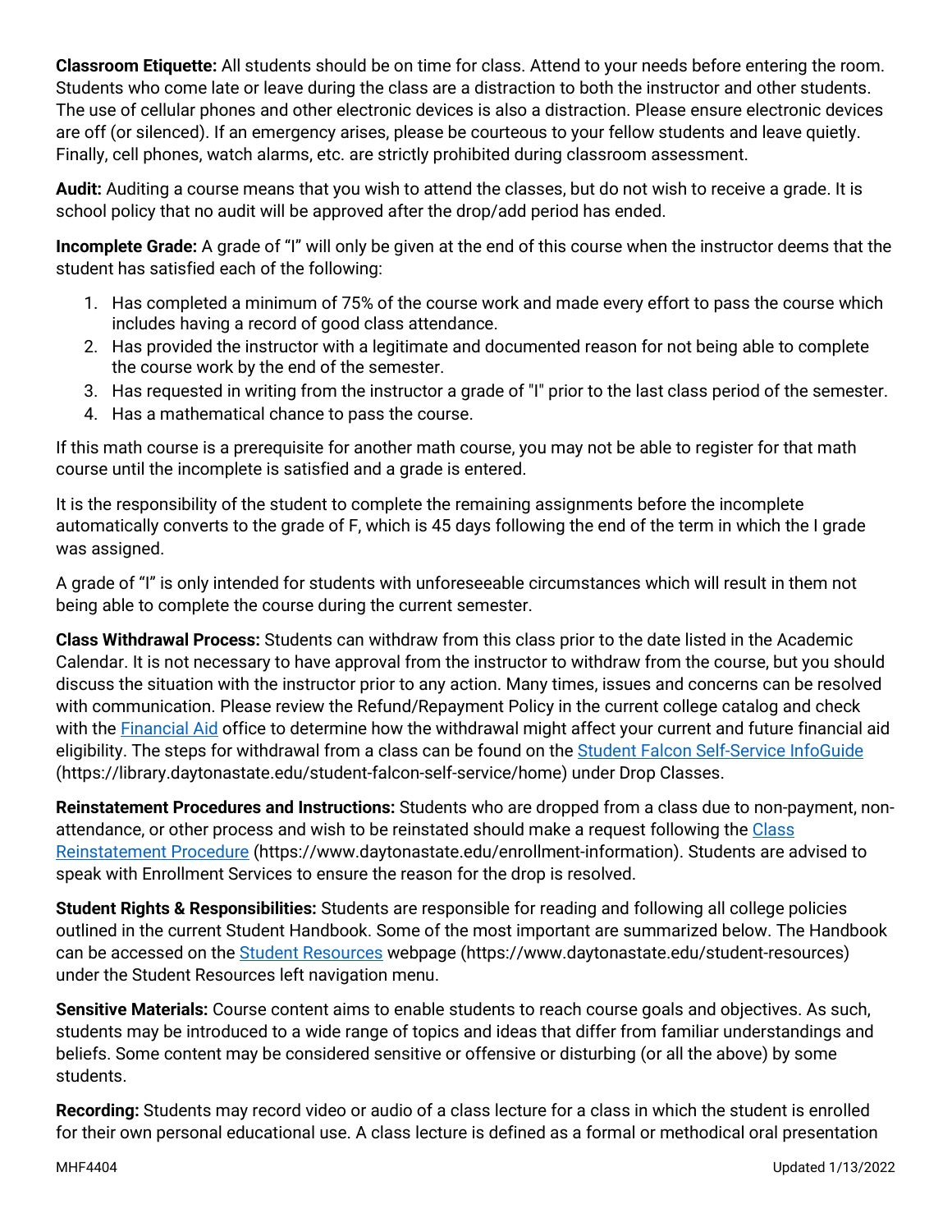**Classroom Etiquette:** All students should be on time for class. Attend to your needs before entering the room. Students who come late or leave during the class are a distraction to both the instructor and other students. The use of cellular phones and other electronic devices is also a distraction. Please ensure electronic devices are off (or silenced). If an emergency arises, please be courteous to your fellow students and leave quietly. Finally, cell phones, watch alarms, etc. are strictly prohibited during classroom assessment.

**Audit:** Auditing a course means that you wish to attend the classes, but do not wish to receive a grade. It is school policy that no audit will be approved after the drop/add period has ended.

**Incomplete Grade:** A grade of "I" will only be given at the end of this course when the instructor deems that the student has satisfied each of the following:

1. Has completed a minimum of 75% of the course work and made every effort to pass the course which includes having a record of good class attendance.
2. Has provided the instructor with a legitimate and documented reason for not being able to complete the course work by the end of the semester.
3. Has requested in writing from the instructor a grade of "I" prior to the last class period of the semester.
4. Has a mathematical chance to pass the course.

If this math course is a prerequisite for another math course, you may not be able to register for that math course until the incomplete is satisfied and a grade is entered.

It is the responsibility of the student to complete the remaining assignments before the incomplete automatically converts to the grade of F, which is 45 days following the end of the term in which the I grade was assigned.

A grade of "I" is only intended for students with unforeseeable circumstances which will result in them not being able to complete the course during the current semester.

**Class Withdrawal Process:** Students can withdraw from this class prior to the date listed in the Academic Calendar. It is not necessary to have approval from the instructor to withdraw from the course, but you should discuss the situation with the instructor prior to any action. Many times, issues and concerns can be resolved with communication. Please review the Refund/Repayment Policy in the current college catalog and check with the Financial Aid office to determine how the withdrawal might affect your current and future financial aid eligibility. The steps for withdrawal from a class can be found on the Student Falcon Self-Service InfoGuide (https://library.daytonastate.edu/student-falcon-self-service/home) under Drop Classes.

**Reinstatement Procedures and Instructions:** Students who are dropped from a class due to non-payment, non-attendance, or other process and wish to be reinstated should make a request following the Class Reinstatement Procedure (https://www.daytonastate.edu/enrollment-information). Students are advised to speak with Enrollment Services to ensure the reason for the drop is resolved.

**Student Rights & Responsibilities:** Students are responsible for reading and following all college policies outlined in the current Student Handbook. Some of the most important are summarized below. The Handbook can be accessed on the Student Resources webpage (https://www.daytonastate.edu/student-resources) under the Student Resources left navigation menu.

**Sensitive Materials:** Course content aims to enable students to reach course goals and objectives. As such, students may be introduced to a wide range of topics and ideas that differ from familiar understandings and beliefs. Some content may be considered sensitive or offensive or disturbing (or all the above) by some students.

**Recording:** Students may record video or audio of a class lecture for a class in which the student is enrolled for their own personal educational use. A class lecture is defined as a formal or methodical oral presentation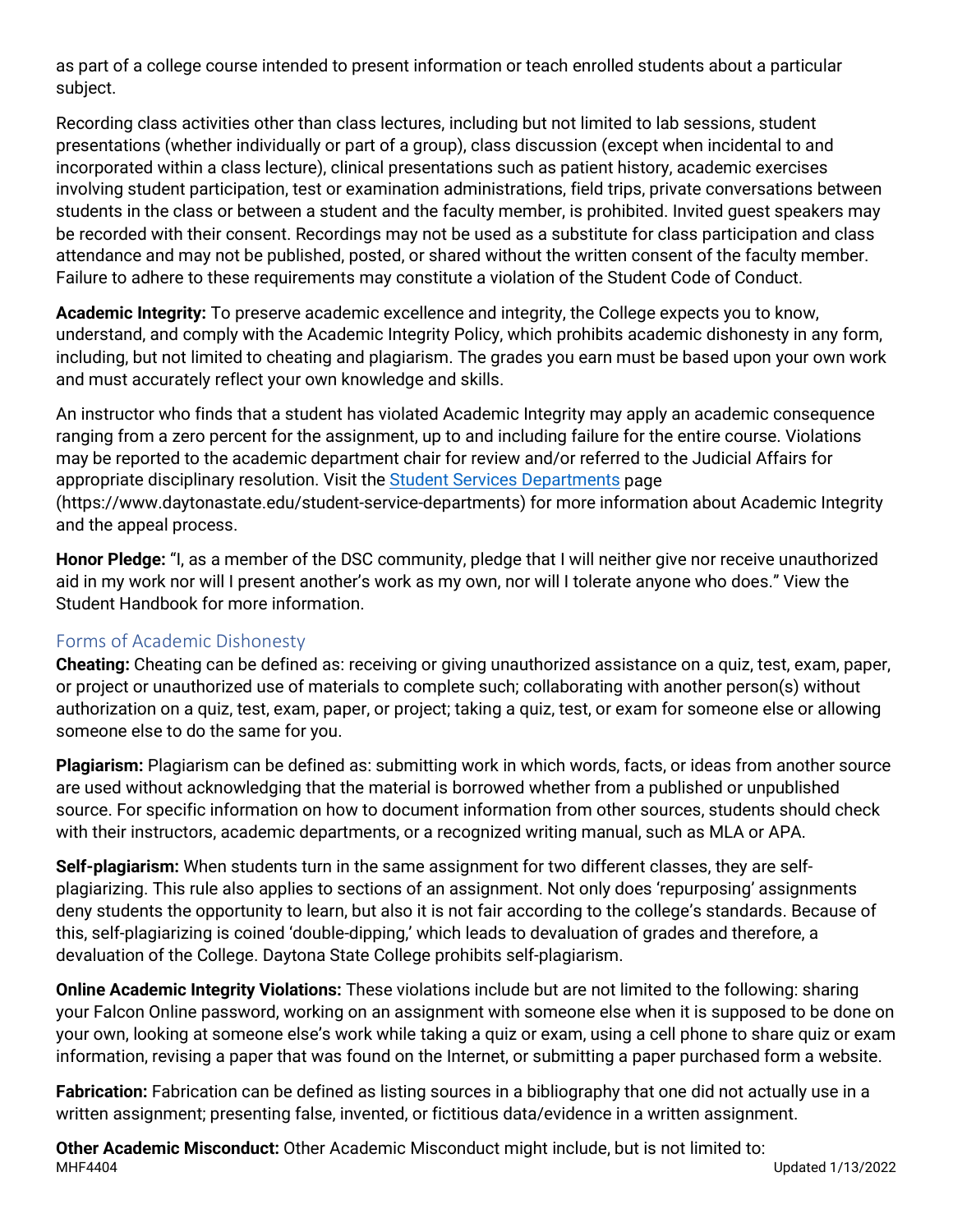as part of a college course intended to present information or teach enrolled students about a particular subject.

Recording class activities other than class lectures, including but not limited to lab sessions, student presentations (whether individually or part of a group), class discussion (except when incidental to and incorporated within a class lecture), clinical presentations such as patient history, academic exercises involving student participation, test or examination administrations, field trips, private conversations between students in the class or between a student and the faculty member, is prohibited. Invited guest speakers may be recorded with their consent. Recordings may not be used as a substitute for class participation and class attendance and may not be published, posted, or shared without the written consent of the faculty member. Failure to adhere to these requirements may constitute a violation of the Student Code of Conduct.

**Academic Integrity:** To preserve academic excellence and integrity, the College expects you to know, understand, and comply with the Academic Integrity Policy, which prohibits academic dishonesty in any form, including, but not limited to cheating and plagiarism. The grades you earn must be based upon your own work and must accurately reflect your own knowledge and skills.

An instructor who finds that a student has violated Academic Integrity may apply an academic consequence ranging from a zero percent for the assignment, up to and including failure for the entire course. Violations may be reported to the academic department chair for review and/or referred to the Judicial Affairs for appropriate disciplinary resolution. Visit the [Student Services Departments](https://www.daytonastate.edu/student-service-departments) page (https://www.daytonastate.edu/student-service-departments) for more information about Academic Integrity and the appeal process.

**Honor Pledge:** "I, as a member of the DSC community, pledge that I will neither give nor receive unauthorized aid in my work nor will I present another's work as my own, nor will I tolerate anyone who does." View the Student Handbook for more information.

## Forms of Academic Dishonesty

**Cheating:** Cheating can be defined as: receiving or giving unauthorized assistance on a quiz, test, exam, paper, or project or unauthorized use of materials to complete such; collaborating with another person(s) without authorization on a quiz, test, exam, paper, or project; taking a quiz, test, or exam for someone else or allowing someone else to do the same for you.

**Plagiarism:** Plagiarism can be defined as: submitting work in which words, facts, or ideas from another source are used without acknowledging that the material is borrowed whether from a published or unpublished source. For specific information on how to document information from other sources, students should check with their instructors, academic departments, or a recognized writing manual, such as MLA or APA.

**Self-plagiarism:** When students turn in the same assignment for two different classes, they are self-plagiarizing. This rule also applies to sections of an assignment. Not only does 'repurposing' assignments deny students the opportunity to learn, but also it is not fair according to the college's standards. Because of this, self-plagiarizing is coined 'double-dipping,' which leads to devaluation of grades and therefore, a devaluation of the College. Daytona State College prohibits self-plagiarism.

**Online Academic Integrity Violations:** These violations include but are not limited to the following: sharing your Falcon Online password, working on an assignment with someone else when it is supposed to be done on your own, looking at someone else's work while taking a quiz or exam, using a cell phone to share quiz or exam information, revising a paper that was found on the Internet, or submitting a paper purchased form a website.

**Fabrication:** Fabrication can be defined as listing sources in a bibliography that one did not actually use in a written assignment; presenting false, invented, or fictitious data/evidence in a written assignment.

**Other Academic Misconduct:** Other Academic Misconduct might include, but is not limited to: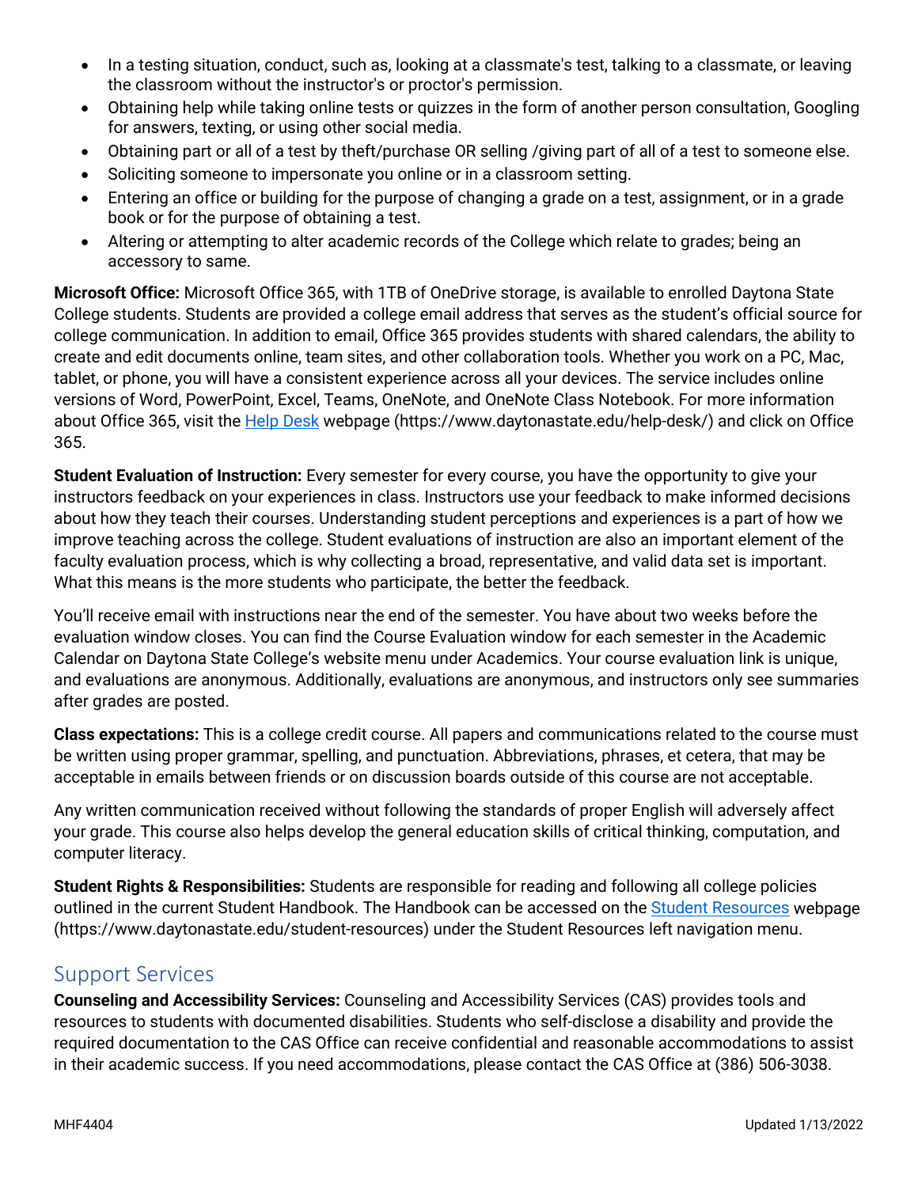- In a testing situation, conduct, such as, looking at a classmate's test, talking to a classmate, or leaving the classroom without the instructor's or proctor's permission.
- Obtaining help while taking online tests or quizzes in the form of another person consultation, Googling for answers, texting, or using other social media.
- Obtaining part or all of a test by theft/purchase OR selling /giving part of all of a test to someone else.
- Soliciting someone to impersonate you online or in a classroom setting.
- Entering an office or building for the purpose of changing a grade on a test, assignment, or in a grade book or for the purpose of obtaining a test.
- Altering or attempting to alter academic records of the College which relate to grades; being an accessory to same.

**Microsoft Office:** Microsoft Office 365, with 1TB of OneDrive storage, is available to enrolled Daytona State College students. Students are provided a college email address that serves as the student's official source for college communication. In addition to email, Office 365 provides students with shared calendars, the ability to create and edit documents online, team sites, and other collaboration tools. Whether you work on a PC, Mac, tablet, or phone, you will have a consistent experience across all your devices. The service includes online versions of Word, PowerPoint, Excel, Teams, OneNote, and OneNote Class Notebook. For more information about Office 365, visit the Help Desk webpage (https://www.daytonastate.edu/help-desk/) and click on Office 365.

**Student Evaluation of Instruction:** Every semester for every course, you have the opportunity to give your instructors feedback on your experiences in class. Instructors use your feedback to make informed decisions about how they teach their courses. Understanding student perceptions and experiences is a part of how we improve teaching across the college. Student evaluations of instruction are also an important element of the faculty evaluation process, which is why collecting a broad, representative, and valid data set is important. What this means is the more students who participate, the better the feedback.

You'll receive email with instructions near the end of the semester. You have about two weeks before the evaluation window closes. You can find the Course Evaluation window for each semester in the Academic Calendar on Daytona State College's website menu under Academics. Your course evaluation link is unique, and evaluations are anonymous. Additionally, evaluations are anonymous, and instructors only see summaries after grades are posted.

**Class expectations:** This is a college credit course. All papers and communications related to the course must be written using proper grammar, spelling, and punctuation. Abbreviations, phrases, et cetera, that may be acceptable in emails between friends or on discussion boards outside of this course are not acceptable.

Any written communication received without following the standards of proper English will adversely affect your grade. This course also helps develop the general education skills of critical thinking, computation, and computer literacy.

**Student Rights & Responsibilities:** Students are responsible for reading and following all college policies outlined in the current Student Handbook. The Handbook can be accessed on the Student Resources webpage (https://www.daytonastate.edu/student-resources) under the Student Resources left navigation menu.

## Support Services

**Counseling and Accessibility Services:** Counseling and Accessibility Services (CAS) provides tools and resources to students with documented disabilities. Students who self-disclose a disability and provide the required documentation to the CAS Office can receive confidential and reasonable accommodations to assist in their academic success. If you need accommodations, please contact the CAS Office at (386) 506-3038.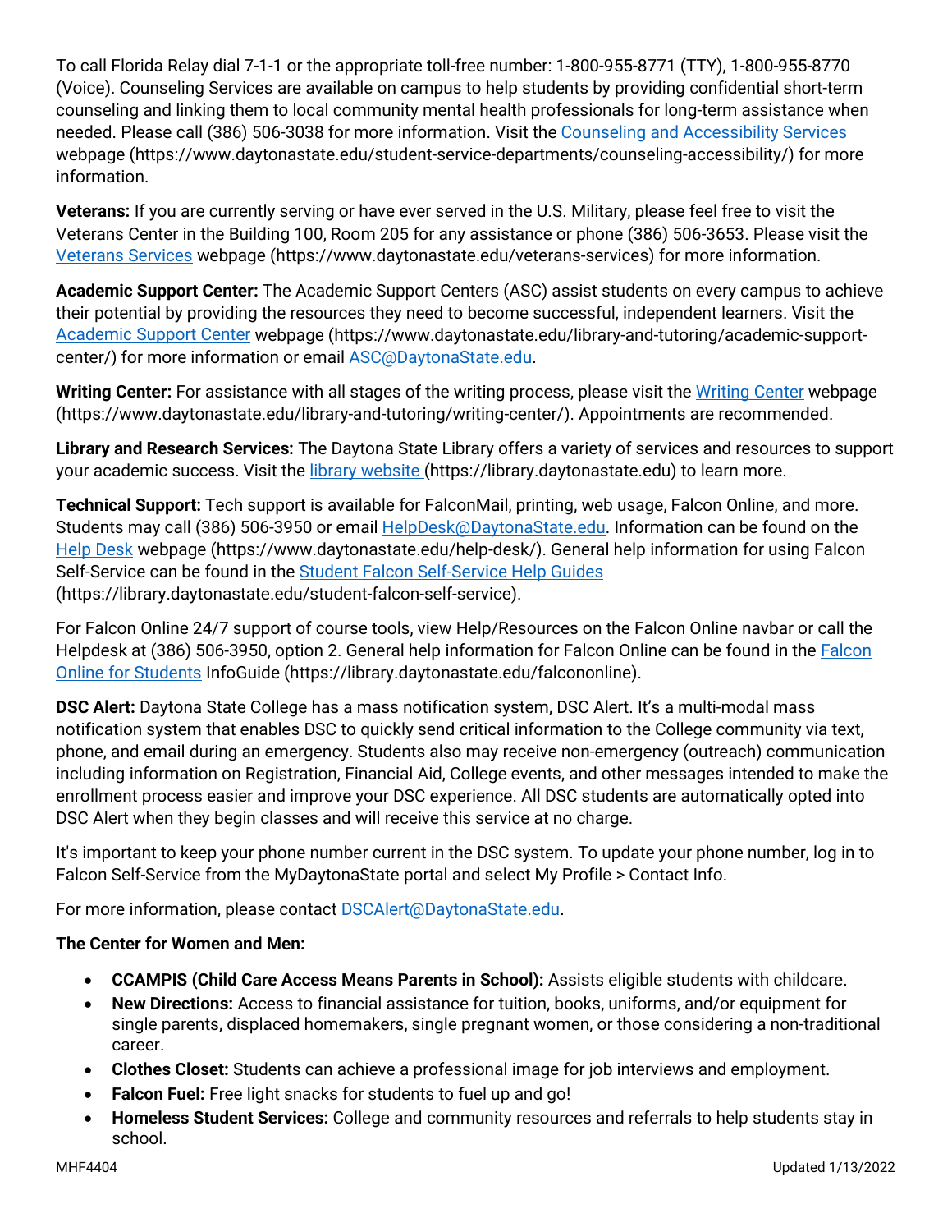To call Florida Relay dial 7-1-1 or the appropriate toll-free number: 1-800-955-8771 (TTY), 1-800-955-8770 (Voice). Counseling Services are available on campus to help students by providing confidential short-term counseling and linking them to local community mental health professionals for long-term assistance when needed. Please call (386) 506-3038 for more information. Visit the [Counseling and Accessibility Services](https://www.daytonastate.edu/student-service-departments/counseling-accessibility/) webpage (https://www.daytonastate.edu/student-service-departments/counseling-accessibility/) for more information.

**Veterans:** If you are currently serving or have ever served in the U.S. Military, please feel free to visit the Veterans Center in the Building 100, Room 205 for any assistance or phone (386) 506-3653. Please visit the [Veterans Services](https://www.daytonastate.edu/veterans-services) webpage (https://www.daytonastate.edu/veterans-services) for more information.

**Academic Support Center:** The Academic Support Centers (ASC) assist students on every campus to achieve their potential by providing the resources they need to become successful, independent learners. Visit the [Academic Support Center](https://www.daytonastate.edu/library-and-tutoring/academic-support-center/) webpage (https://www.daytonastate.edu/library-and-tutoring/academic-support-center/) for more information or email ASC@DaytonaState.edu.

**Writing Center:** For assistance with all stages of the writing process, please visit the [Writing Center](https://www.daytonastate.edu/library-and-tutoring/writing-center/) webpage (https://www.daytonastate.edu/library-and-tutoring/writing-center/). Appointments are recommended.

**Library and Research Services:** The Daytona State Library offers a variety of services and resources to support your academic success. Visit the [library website](https://library.daytonastate.edu) (https://library.daytonastate.edu) to learn more.

**Technical Support:** Tech support is available for FalconMail, printing, web usage, Falcon Online, and more. Students may call (386) 506-3950 or email HelpDesk@DaytonaState.edu. Information can be found on the [Help Desk](https://www.daytonastate.edu/help-desk/) webpage (https://www.daytonastate.edu/help-desk/). General help information for using Falcon Self-Service can be found in the [Student Falcon Self-Service Help Guides](https://library.daytonastate.edu/student-falcon-self-service) (https://library.daytonastate.edu/student-falcon-self-service).

For Falcon Online 24/7 support of course tools, view Help/Resources on the Falcon Online navbar or call the Helpdesk at (386) 506-3950, option 2. General help information for Falcon Online can be found in the [Falcon Online for Students](https://library.daytonastate.edu/falcononline) InfoGuide (https://library.daytonastate.edu/falcononline).

**DSC Alert:** Daytona State College has a mass notification system, DSC Alert. It's a multi-modal mass notification system that enables DSC to quickly send critical information to the College community via text, phone, and email during an emergency. Students also may receive non-emergency (outreach) communication including information on Registration, Financial Aid, College events, and other messages intended to make the enrollment process easier and improve your DSC experience. All DSC students are automatically opted into DSC Alert when they begin classes and will receive this service at no charge.

It's important to keep your phone number current in the DSC system. To update your phone number, log in to Falcon Self-Service from the MyDaytonaState portal and select My Profile > Contact Info.

For more information, please contact DSCAlert@DaytonaState.edu.

**The Center for Women and Men:**

- **CCAMPIS (Child Care Access Means Parents in School):** Assists eligible students with childcare.
- **New Directions:** Access to financial assistance for tuition, books, uniforms, and/or equipment for single parents, displaced homemakers, single pregnant women, or those considering a non-traditional career.
- **Clothes Closet:** Students can achieve a professional image for job interviews and employment.
- **Falcon Fuel:** Free light snacks for students to fuel up and go!
- **Homeless Student Services:** College and community resources and referrals to help students stay in school.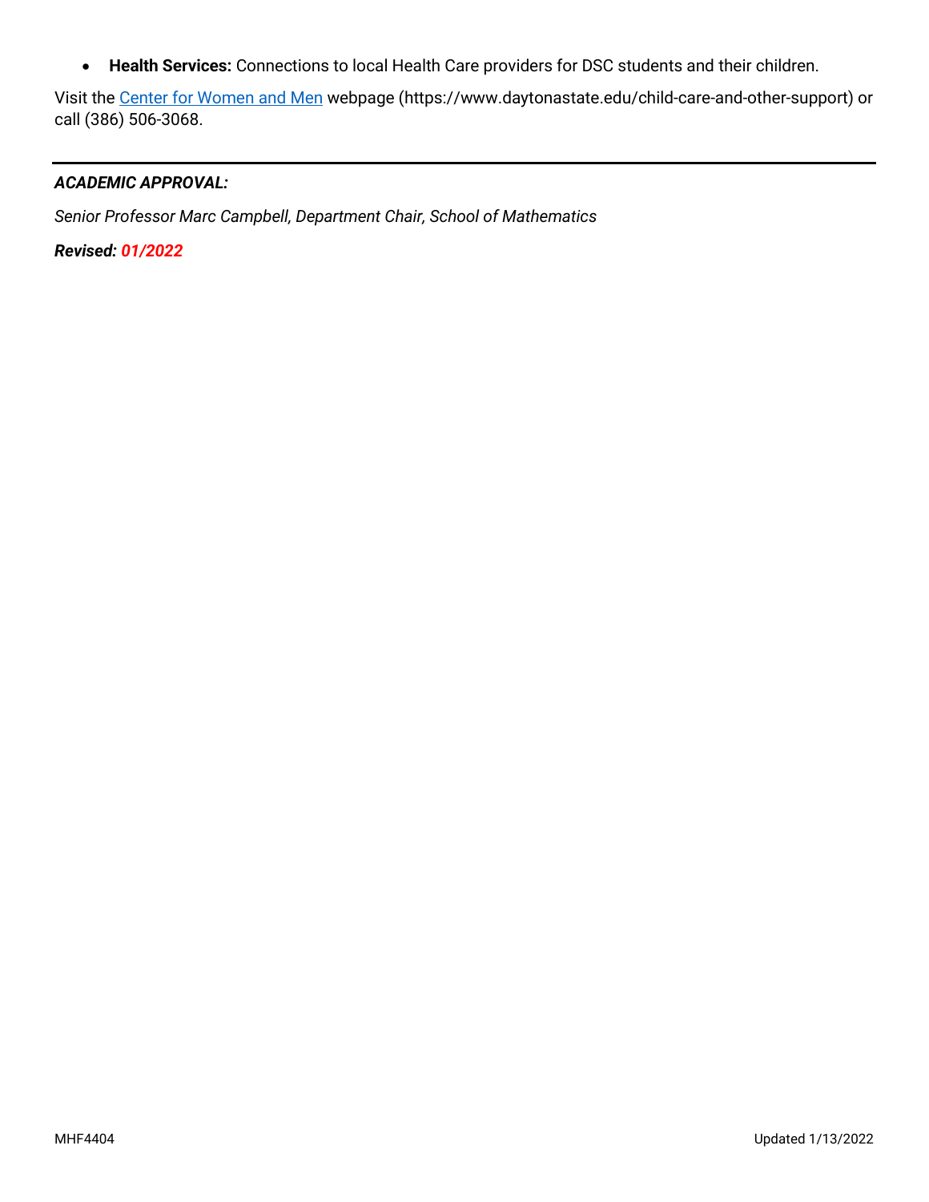- **Health Services:** Connections to local Health Care providers for DSC students and their children.

Visit the Center for Women and Men webpage (https://www.daytonastate.edu/child-care-and-other-support) or call (386) 506-3068.

---

***ACADEMIC APPROVAL:***

*Senior Professor Marc Campbell, Department Chair, School of Mathematics*

***Revised: 01/2022***